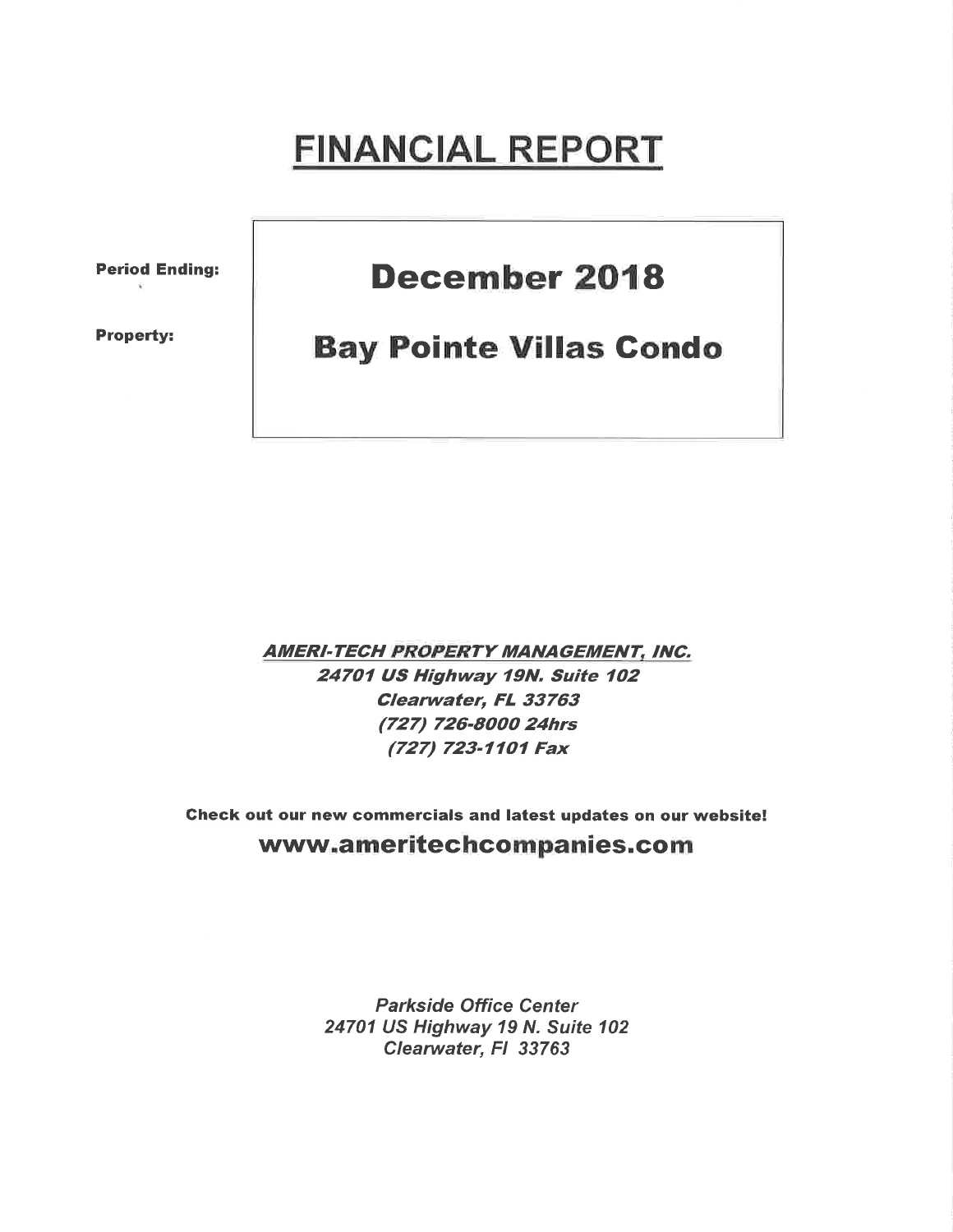# FINANCIAL REPORT

| | |
|---|---|
| **Period Ending:** | **December 2018** |
| **Property:** | **Bay Pointe Villas Condo** |

***AMERI-TECH PROPERTY MANAGEMENT, INC.***

***24701 US Highway 19N. Suite 102***

***Clearwater, FL 33763***

***(727) 726-8000 24hrs***

***(727) 723-1101 Fax***

**Check out our new commercials and latest updates on our website!**

**www.ameritechcompanies.com**

*Parkside Office Center*

*24701 US Highway 19 N. Suite 102*

*Clearwater, Fl 33763*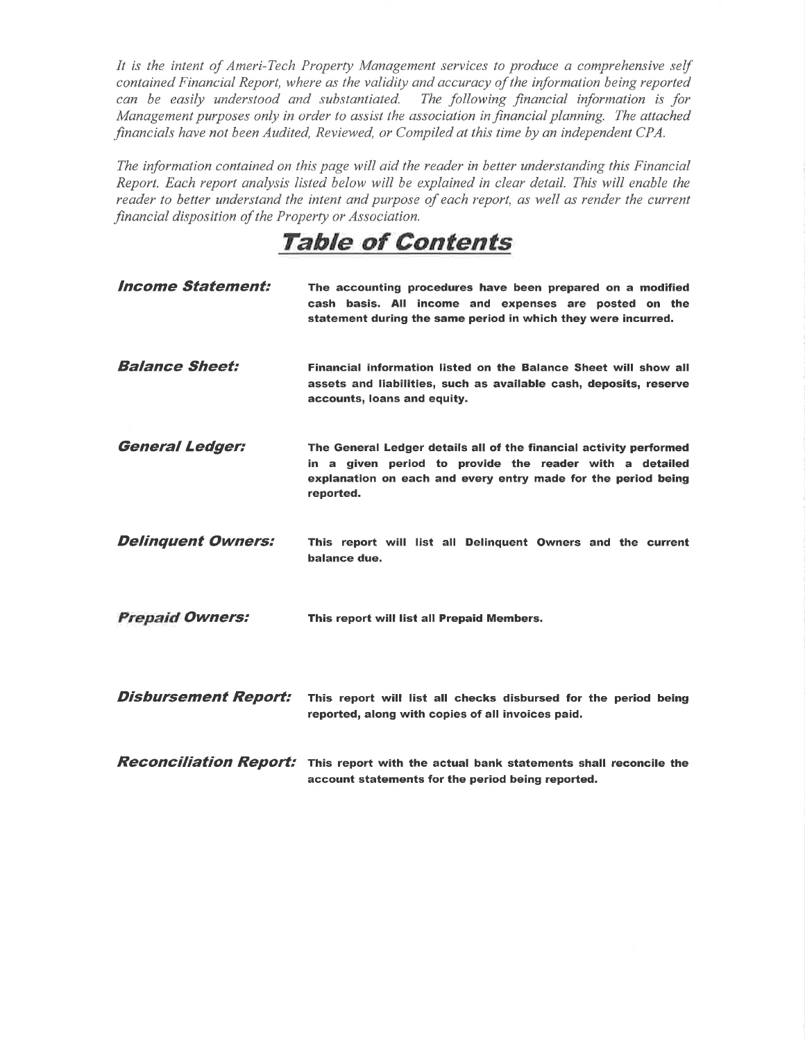*It is the intent of Ameri-Tech Property Management services to produce a comprehensive self contained Financial Report, where as the validity and accuracy of the information being reported can be easily understood and substantiated. The following financial information is for Management purposes only in order to assist the association in financial planning. The attached financials have not been Audited, Reviewed, or Compiled at this time by an independent CPA.*

*The information contained on this page will aid the reader in better understanding this Financial Report. Each report analysis listed below will be explained in clear detail. This will enable the reader to better understand the intent and purpose of each report, as well as render the current financial disposition of the Property or Association.*

# Table of Contents

***Income Statement:*** **The accounting procedures have been prepared on a modified cash basis. All income and expenses are posted on the statement during the same period in which they were incurred.**

***Balance Sheet:*** **Financial information listed on the Balance Sheet will show all assets and liabilities, such as available cash, deposits, reserve accounts, loans and equity.**

***General Ledger:*** **The General Ledger details all of the financial activity performed in a given period to provide the reader with a detailed explanation on each and every entry made for the period being reported.**

***Delinquent Owners:*** **This report will list all Delinquent Owners and the current balance due.**

***Prepaid Owners:*** **This report will list all Prepaid Members.**

***Disbursement Report:*** **This report will list all checks disbursed for the period being reported, along with copies of all invoices paid.**

***Reconciliation Report:*** **This report with the actual bank statements shall reconcile the account statements for the period being reported.**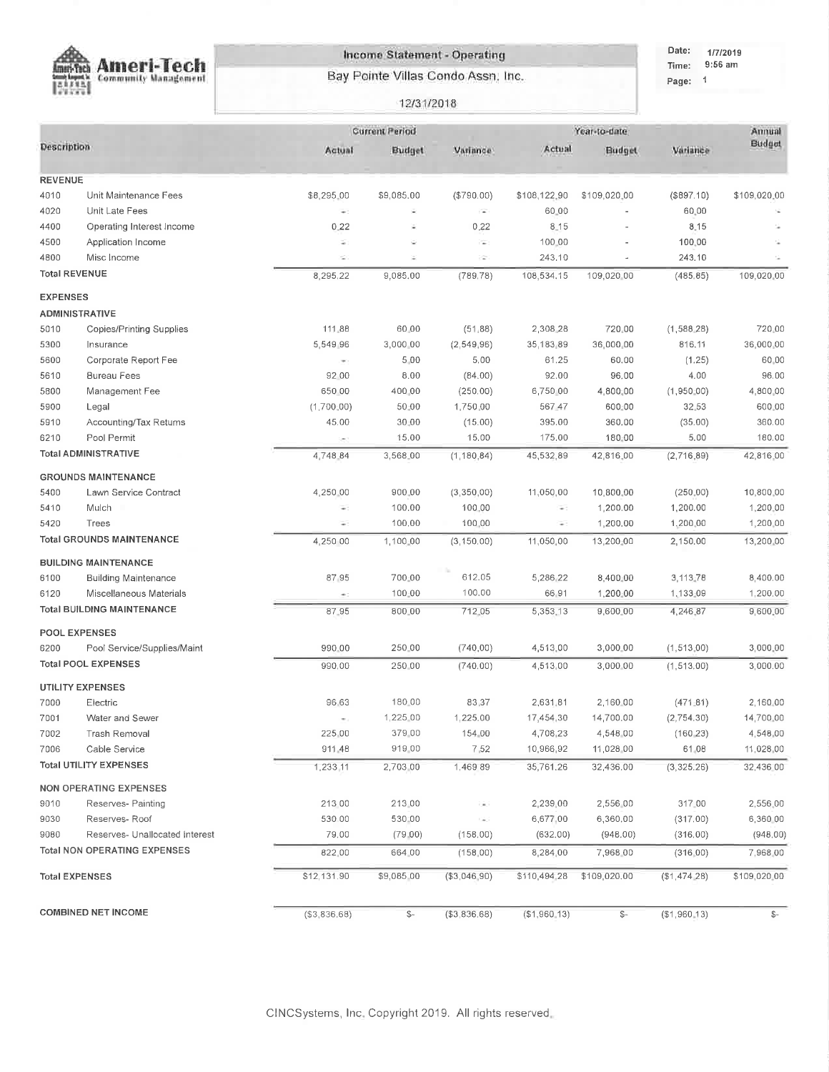# Ameri-Tech Community Management

## Income Statement - Operating

### Bay Pointe Villas Condo Assn. Inc.

12/31/2018

Date: 1/7/2019
Time: 9:56 am

| Description | | Current Period Actual | Current Period Budget | Current Period Variance | Year-to-date Actual | Year-to-date Budget | Year-to-date Variance | Annual Budget |
|---|---|---|---|---|---|---|---|---|
| **REVENUE** | | | | | | | | |
| 4010 | Unit Maintenance Fees | $8,295.00 | $9,085.00 | ($790.00) | $108,122.90 | $109,020.00 | ($897.10) | $109,020.00 |
| 4020 | Unit Late Fees | - | - | - | 60.00 | - | 60.00 | - |
| 4400 | Operating Interest Income | 0.22 | - | 0.22 | 8.15 | - | 8.15 | - |
| 4500 | Application Income | - | - | - | 100.00 | - | 100.00 | - |
| 4800 | Misc Income | - | - | - | 243.10 | - | 243.10 | - |
| **Total REVENUE** | | 8,295.22 | 9,085.00 | (789.78) | 108,534.15 | 109,020.00 | (485.85) | 109,020.00 |
| **EXPENSES** | | | | | | | | |
| **ADMINISTRATIVE** | | | | | | | | |
| 5010 | Copies/Printing Supplies | 111.88 | 60.00 | (51.88) | 2,308.28 | 720.00 | (1,588.28) | 720.00 |
| 5300 | Insurance | 5,549.96 | 3,000.00 | (2,549.96) | 35,183.89 | 36,000.00 | 816.11 | 36,000.00 |
| 5600 | Corporate Report Fee | - | 5.00 | 5.00 | 61.25 | 60.00 | (1.25) | 60.00 |
| 5610 | Bureau Fees | 92.00 | 8.00 | (84.00) | 92.00 | 96.00 | 4.00 | 96.00 |
| 5800 | Management Fee | 650.00 | 400.00 | (250.00) | 6,750.00 | 4,800.00 | (1,950.00) | 4,800.00 |
| 5900 | Legal | (1,700.00) | 50.00 | 1,750.00 | 567.47 | 600.00 | 32.53 | 600.00 |
| 5910 | Accounting/Tax Returns | 45.00 | 30.00 | (15.00) | 395.00 | 360.00 | (35.00) | 360.00 |
| 6210 | Pool Permit | - | 15.00 | 15.00 | 175.00 | 180.00 | 5.00 | 180.00 |
| **Total ADMINISTRATIVE** | | 4,748.84 | 3,568.00 | (1,180.84) | 45,532.89 | 42,816.00 | (2,716.89) | 42,816.00 |
| **GROUNDS MAINTENANCE** | | | | | | | | |
| 5400 | Lawn Service Contract | 4,250.00 | 900.00 | (3,350.00) | 11,050.00 | 10,800.00 | (250.00) | 10,800.00 |
| 5410 | Mulch | - | 100.00 | 100.00 | - | 1,200.00 | 1,200.00 | 1,200.00 |
| 5420 | Trees | - | 100.00 | 100.00 | - | 1,200.00 | 1,200.00 | 1,200.00 |
| **Total GROUNDS MAINTENANCE** | | 4,250.00 | 1,100.00 | (3,150.00) | 11,050.00 | 13,200.00 | 2,150.00 | 13,200.00 |
| **BUILDING MAINTENANCE** | | | | | | | | |
| 6100 | Building Maintenance | 87.95 | 700.00 | 612.05 | 5,286.22 | 8,400.00 | 3,113.78 | 8,400.00 |
| 6120 | Miscellaneous Materials | - | 100.00 | 100.00 | 66.91 | 1,200.00 | 1,133.09 | 1,200.00 |
| **Total BUILDING MAINTENANCE** | | 87.95 | 800.00 | 712.05 | 5,353.13 | 9,600.00 | 4,246.87 | 9,600.00 |
| **POOL EXPENSES** | | | | | | | | |
| 6200 | Pool Service/Supplies/Maint | 990.00 | 250.00 | (740.00) | 4,513.00 | 3,000.00 | (1,513.00) | 3,000.00 |
| **Total POOL EXPENSES** | | 990.00 | 250.00 | (740.00) | 4,513.00 | 3,000.00 | (1,513.00) | 3,000.00 |
| **UTILITY EXPENSES** | | | | | | | | |
| 7000 | Electric | 96.63 | 180.00 | 83.37 | 2,631.81 | 2,160.00 | (471.81) | 2,160.00 |
| 7001 | Water and Sewer | - | 1,225.00 | 1,225.00 | 17,454.30 | 14,700.00 | (2,754.30) | 14,700.00 |
| 7002 | Trash Removal | 225.00 | 379.00 | 154.00 | 4,708.23 | 4,548.00 | (160.23) | 4,548.00 |
| 7006 | Cable Service | 911.48 | 919.00 | 7.52 | 10,966.92 | 11,028.00 | 61.08 | 11,028.00 |
| **Total UTILITY EXPENSES** | | 1,233.11 | 2,703.00 | 1,469.89 | 35,761.26 | 32,436.00 | (3,325.26) | 32,436.00 |
| **NON OPERATING EXPENSES** | | | | | | | | |
| 9010 | Reserves- Painting | 213.00 | 213.00 | - | 2,239.00 | 2,556.00 | 317.00 | 2,556.00 |
| 9030 | Reserves- Roof | 530.00 | 530.00 | - | 6,677.00 | 6,360.00 | (317.00) | 6,360.00 |
| 9080 | Reserves- Unallocated Interest | 79.00 | (79.00) | (158.00) | (632.00) | (948.00) | (316.00) | (948.00) |
| **Total NON OPERATING EXPENSES** | | 822.00 | 664.00 | (158.00) | 8,284.00 | 7,968.00 | (316.00) | 7,968.00 |
| **Total EXPENSES** | | $12,131.90 | $9,085.00 | ($3,046.90) | $110,494.28 | $109,020.00 | ($1,474.28) | $109,020.00 |
| **COMBINED NET INCOME** | | ($3,836.68) | $- | ($3,836.68) | ($1,960.13) | $- | ($1,960.13) | $- |

CINCSystems, Inc. Copyright 2019. All rights reserved.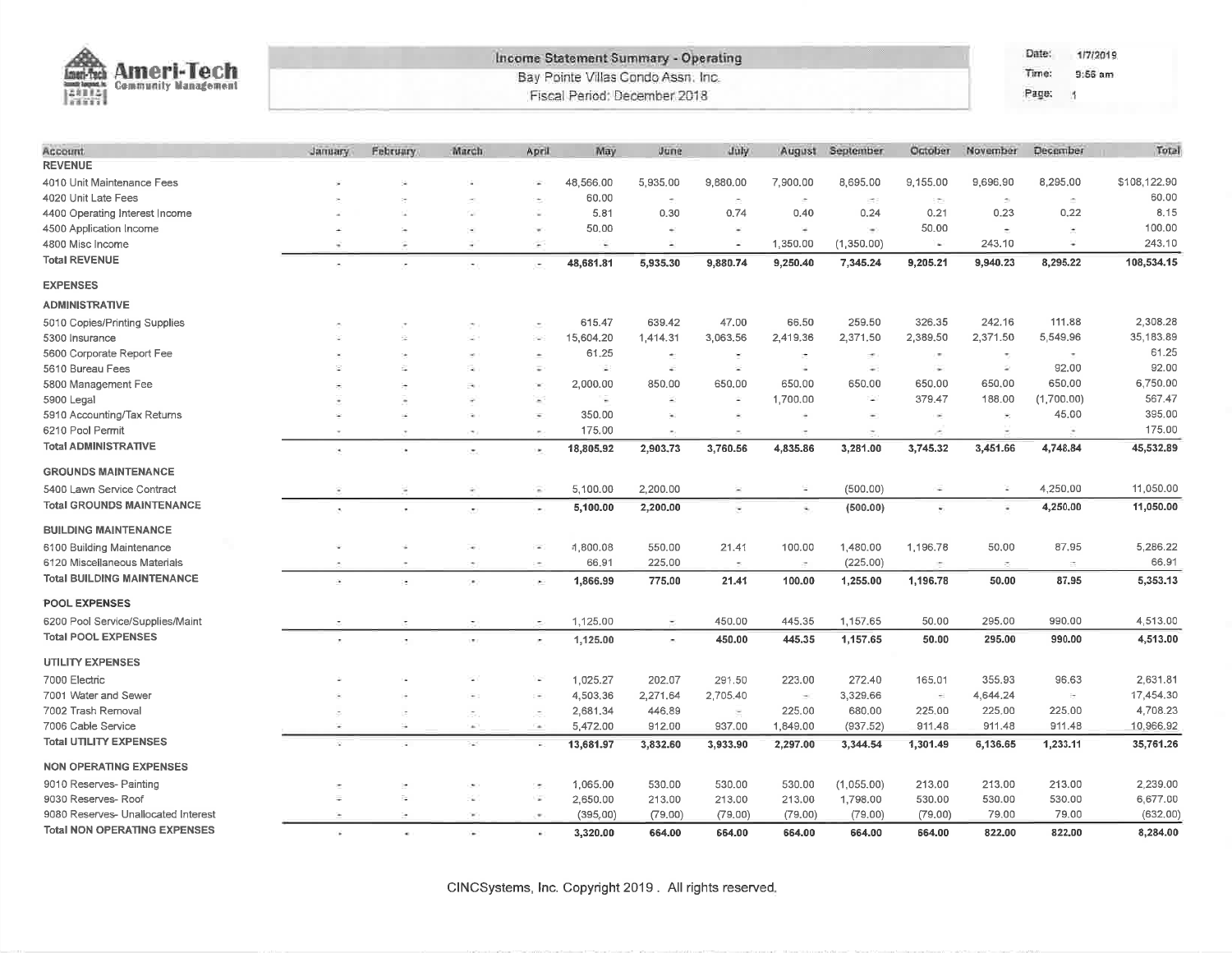Ameri-Tech Community Management

**Income Statement Summary - Operating**
Bay Pointe Villas Condo Assn. Inc.
Fiscal Period: December 2018

Date: 1/7/2019
Time: 9:56 am
Page: 1

| Account | January | February | March | April | May | June | July | August | September | October | November | December | Total |
|---|---|---|---|---|---|---|---|---|---|---|---|---|---|
| **REVENUE** | | | | | | | | | | | | | |
| 4010 Unit Maintenance Fees | - | - | - | - | 48,566.00 | 5,935.00 | 9,880.00 | 7,900.00 | 8,695.00 | 9,155.00 | 9,696.90 | 8,295.00 | $108,122.90 |
| 4020 Unit Late Fees | - | - | - | - | 60.00 | - | - | - | - | - | - | - | 60.00 |
| 4400 Operating Interest Income | - | - | - | - | 5.81 | 0.30 | 0.74 | 0.40 | 0.24 | 0.21 | 0.23 | 0.22 | 8.15 |
| 4500 Application Income | - | - | - | - | 50.00 | - | - | - | - | 50.00 | - | - | 100.00 |
| 4800 Misc Income | - | - | - | - | - | - | - | 1,350.00 | (1,350.00) | - | 243.10 | - | 243.10 |
| **Total REVENUE** | - | - | - | - | **48,681.81** | **5,935.30** | **9,880.74** | **9,250.40** | **7,345.24** | **9,205.21** | **9,940.23** | **8,295.22** | **108,534.15** |
| **EXPENSES** | | | | | | | | | | | | | |
| **ADMINISTRATIVE** | | | | | | | | | | | | | |
| 5010 Copies/Printing Supplies | - | - | - | - | 615.47 | 639.42 | 47.00 | 66.50 | 259.50 | 326.35 | 242.16 | 111.88 | 2,308.28 |
| 5300 Insurance | - | - | - | - | 15,604.20 | 1,414.31 | 3,063.56 | 2,419.36 | 2,371.50 | 2,389.50 | 2,371.50 | 5,549.96 | 35,183.89 |
| 5600 Corporate Report Fee | - | - | - | - | 61.25 | - | - | - | - | - | - | - | 61.25 |
| 5610 Bureau Fees | - | - | - | - | - | - | - | - | - | - | - | 92.00 | 92.00 |
| 5800 Management Fee | - | - | - | - | 2,000.00 | 850.00 | 650.00 | 650.00 | 650.00 | 650.00 | 650.00 | 650.00 | 6,750.00 |
| 5900 Legal | - | - | - | - | - | - | - | 1,700.00 | - | 379.47 | 188.00 | (1,700.00) | 567.47 |
| 5910 Accounting/Tax Returns | - | - | - | - | 350.00 | - | - | - | - | - | - | 45.00 | 395.00 |
| 6210 Pool Permit | - | - | - | - | 175.00 | - | - | - | - | - | - | - | 175.00 |
| **Total ADMINISTRATIVE** | - | - | - | - | **18,805.92** | **2,903.73** | **3,760.56** | **4,835.86** | **3,281.00** | **3,745.32** | **3,451.66** | **4,748.84** | **45,532.89** |
| **GROUNDS MAINTENANCE** | | | | | | | | | | | | | |
| 5400 Lawn Service Contract | - | - | - | - | 5,100.00 | 2,200.00 | - | - | (500.00) | - | - | 4,250.00 | 11,050.00 |
| **Total GROUNDS MAINTENANCE** | - | - | - | - | **5,100.00** | **2,200.00** | - | - | **(500.00)** | - | - | **4,250.00** | **11,050.00** |
| **BUILDING MAINTENANCE** | | | | | | | | | | | | | |
| 6100 Building Maintenance | - | - | - | - | 1,800.08 | 550.00 | 21.41 | 100.00 | 1,480.00 | 1,196.78 | 50.00 | 87.95 | 5,286.22 |
| 6120 Miscellaneous Materials | - | - | - | - | 66.91 | 225.00 | - | - | (225.00) | - | - | - | 66.91 |
| **Total BUILDING MAINTENANCE** | - | - | - | - | **1,866.99** | **775.00** | **21.41** | **100.00** | **1,255.00** | **1,196.78** | **50.00** | **87.95** | **5,353.13** |
| **POOL EXPENSES** | | | | | | | | | | | | | |
| 6200 Pool Service/Supplies/Maint | - | - | - | - | 1,125.00 | - | 450.00 | 445.35 | 1,157.65 | 50.00 | 295.00 | 990.00 | 4,513.00 |
| **Total POOL EXPENSES** | - | - | - | - | **1,125.00** | - | **450.00** | **445.35** | **1,157.65** | **50.00** | **295.00** | **990.00** | **4,513.00** |
| **UTILITY EXPENSES** | | | | | | | | | | | | | |
| 7000 Electric | - | - | - | - | 1,025.27 | 202.07 | 291.50 | 223.00 | 272.40 | 165.01 | 355.93 | 96.63 | 2,631.81 |
| 7001 Water and Sewer | - | - | - | - | 4,503.36 | 2,271.64 | 2,705.40 | - | 3,329.66 | - | 4,644.24 | - | 17,454.30 |
| 7002 Trash Removal | - | - | - | - | 2,681.34 | 446.89 | - | 225.00 | 680.00 | 225.00 | 225.00 | 225.00 | 4,708.23 |
| 7006 Cable Service | - | - | - | - | 5,472.00 | 912.00 | 937.00 | 1,849.00 | (937.52) | 911.48 | 911.48 | 911.48 | 10,966.92 |
| **Total UTILITY EXPENSES** | - | - | - | - | **13,681.97** | **3,832.60** | **3,933.90** | **2,297.00** | **3,344.54** | **1,301.49** | **6,136.65** | **1,233.11** | **35,761.26** |
| **NON OPERATING EXPENSES** | | | | | | | | | | | | | |
| 9010 Reserves- Painting | - | - | - | - | 1,065.00 | 530.00 | 530.00 | 530.00 | (1,055.00) | 213.00 | 213.00 | 213.00 | 2,239.00 |
| 9030 Reserves- Roof | - | - | - | - | 2,650.00 | 213.00 | 213.00 | 213.00 | 1,798.00 | 530.00 | 530.00 | 530.00 | 6,677.00 |
| 9080 Reserves- Unallocated Interest | - | - | - | - | (395.00) | (79.00) | (79.00) | (79.00) | (79.00) | (79.00) | 79.00 | 79.00 | (632.00) |
| **Total NON OPERATING EXPENSES** | - | - | - | - | **3,320.00** | **664.00** | **664.00** | **664.00** | **664.00** | **664.00** | **822.00** | **822.00** | **8,284.00** |

CINCSystems, Inc. Copyright 2019 . All rights reserved.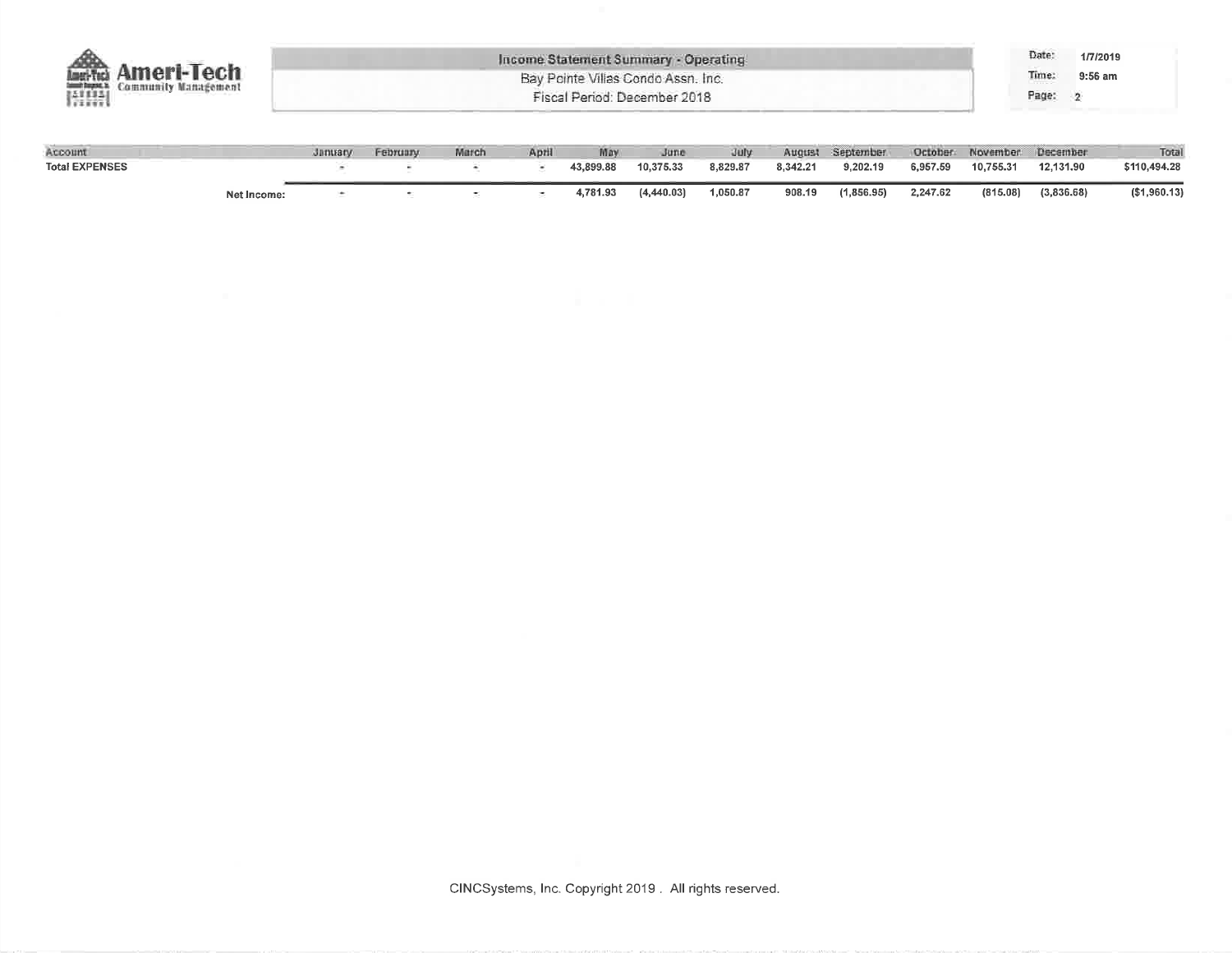Ameri-Tech Community Management

**Income Statement Summary - Operating**

Bay Pointe Villas Condo Assn. Inc.

Fiscal Period: December 2018

Date: 1/7/2019
Time: 9:56 am
Page: 2

| Account | January | February | March | April | May | June | July | August | September | October | November | December | Total |
|---|---|---|---|---|---|---|---|---|---|---|---|---|---|
| **Total EXPENSES** | - | - | - | - | 43,899.88 | 10,375.33 | 8,829.87 | 8,342.21 | 9,202.19 | 6,957.59 | 10,755.31 | 12,131.90 | $110,494.28 |
| Net Income: | - | - | - | - | 4,781.93 | (4,440.03) | 1,050.87 | 908.19 | (1,856.95) | 2,247.62 | (815.08) | (3,836.68) | ($1,960.13) |

CINCSystems, Inc. Copyright 2019 . All rights reserved.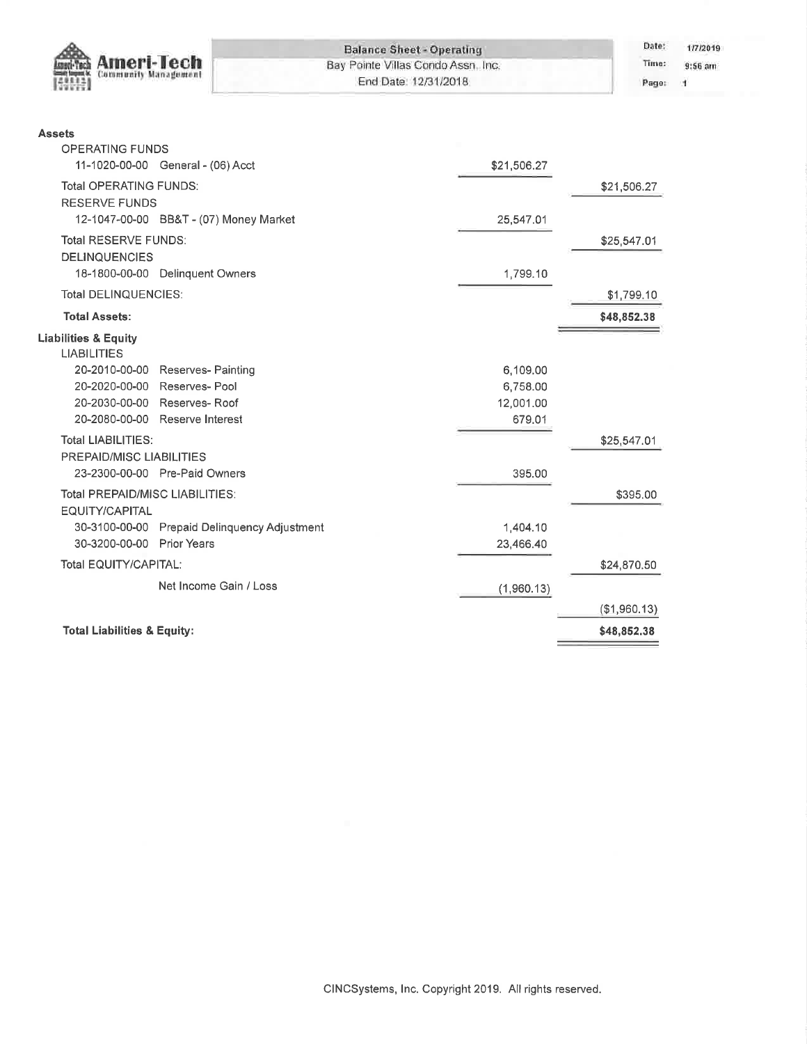**Ameri-Tech** Community Management

**Balance Sheet - Operating**
Bay Pointe Villas Condo Assn. Inc.
End Date: 12/31/2018

Date: 1/7/2019
Time: 9:56 am

| | | |
|---|---|---|
| **Assets** | | |
| OPERATING FUNDS | | |
| 11-1020-00-00 General - (06) Acct | $21,506.27 | |
| Total OPERATING FUNDS: | | $21,506.27 |
| RESERVE FUNDS | | |
| 12-1047-00-00 BB&T - (07) Money Market | 25,547.01 | |
| Total RESERVE FUNDS: | | $25,547.01 |
| DELINQUENCIES | | |
| 18-1800-00-00 Delinquent Owners | 1,799.10 | |
| Total DELINQUENCIES: | | $1,799.10 |
| **Total Assets:** | | **$48,852.38** |
| **Liabilities & Equity** | | |
| LIABILITIES | | |
| 20-2010-00-00 Reserves- Painting | 6,109.00 | |
| 20-2020-00-00 Reserves- Pool | 6,758.00 | |
| 20-2030-00-00 Reserves- Roof | 12,001.00 | |
| 20-2080-00-00 Reserve Interest | 679.01 | |
| Total LIABILITIES: | | $25,547.01 |
| PREPAID/MISC LIABILITIES | | |
| 23-2300-00-00 Pre-Paid Owners | 395.00 | |
| Total PREPAID/MISC LIABILITIES: | | $395.00 |
| EQUITY/CAPITAL | | |
| 30-3100-00-00 Prepaid Delinquency Adjustment | 1,404.10 | |
| 30-3200-00-00 Prior Years | 23,466.40 | |
| Total EQUITY/CAPITAL: | | $24,870.50 |
| Net Income Gain / Loss | (1,960.13) | |
| | | ($1,960.13) |
| **Total Liabilities & Equity:** | | **$48,852.38** |

CINCSystems, Inc. Copyright 2019. All rights reserved.